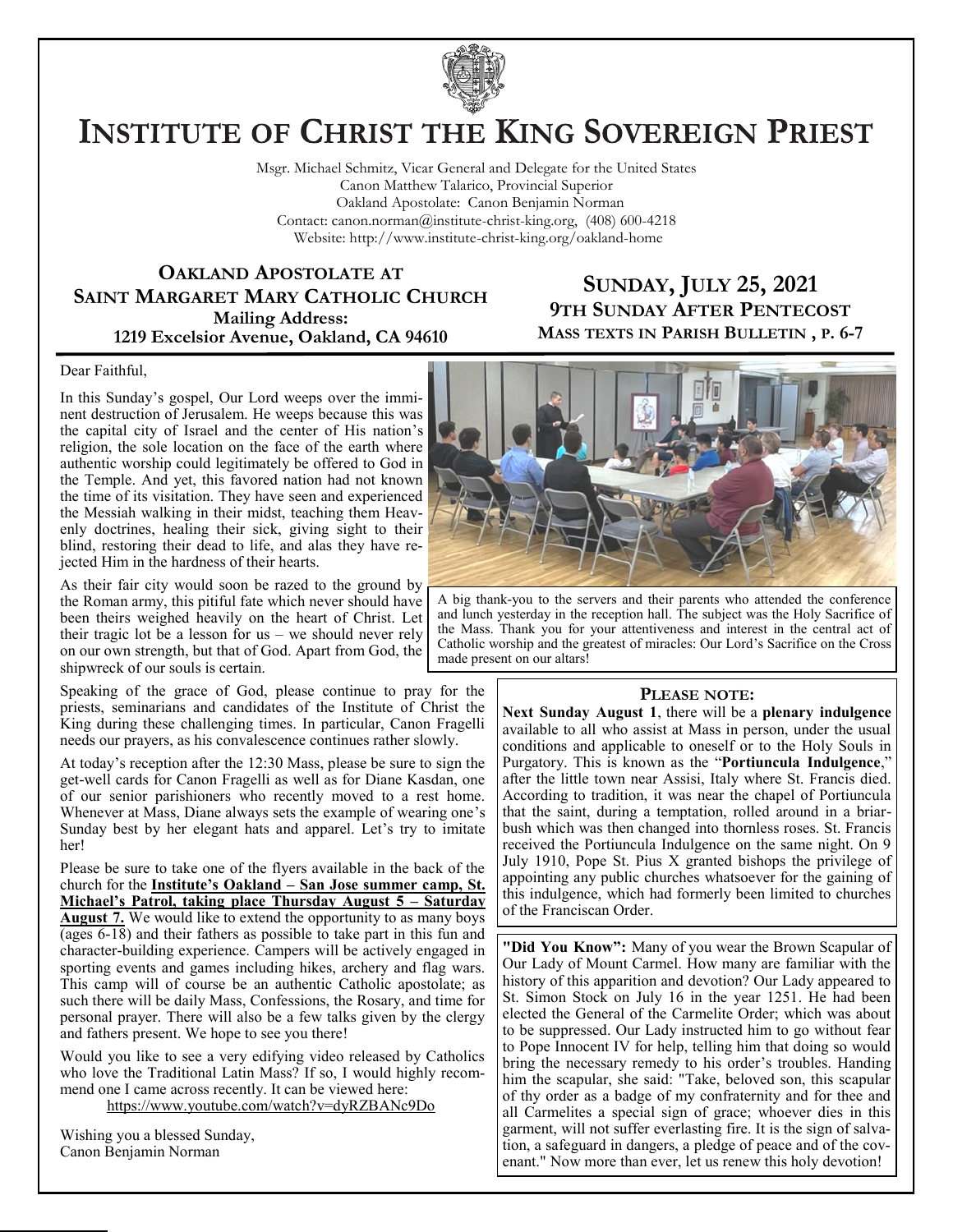# INSTITUTE OF CHRIST THE KING SOVEREIGN PRIEST

Msgr. Michael Schmitz, Vicar General and Delegate for the United States
Canon Matthew Talarico, Provincial Superior
Oakland Apostolate: Canon Benjamin Norman
Contact: canon.norman@institute-christ-king.org, (408) 600-4218
Website: http://www.institute-christ-king.org/oakland-home

## OAKLAND APOSTOLATE AT SAINT MARGARET MARY CATHOLIC CHURCH

**Mailing Address:**
**1219 Excelsior Avenue, Oakland, CA 94610**

## SUNDAY, JULY 25, 2021
### 9TH SUNDAY AFTER PENTECOST
**MASS TEXTS IN PARISH BULLETIN , P. 6-7**

Dear Faithful,

In this Sunday's gospel, Our Lord weeps over the imminent destruction of Jerusalem. He weeps because this was the capital city of Israel and the center of His nation's religion, the sole location on the face of the earth where authentic worship could legitimately be offered to God in the Temple. And yet, this favored nation had not known the time of its visitation. They have seen and experienced the Messiah walking in their midst, teaching them Heavenly doctrines, healing their sick, giving sight to their blind, restoring their dead to life, and alas they have rejected Him in the hardness of their hearts.

As their fair city would soon be razed to the ground by the Roman army, this pitiful fate which never should have been theirs weighed heavily on the heart of Christ. Let their tragic lot be a lesson for us – we should never rely on our own strength, but that of God. Apart from God, the shipwreck of our souls is certain.

Speaking of the grace of God, please continue to pray for the priests, seminarians and candidates of the Institute of Christ the King during these challenging times. In particular, Canon Fragelli needs our prayers, as his convalescence continues rather slowly.

At today's reception after the 12:30 Mass, please be sure to sign the get-well cards for Canon Fragelli as well as for Diane Kasdan, one of our senior parishioners who recently moved to a rest home. Whenever at Mass, Diane always sets the example of wearing one's Sunday best by her elegant hats and apparel. Let's try to imitate her!

Please be sure to take one of the flyers available in the back of the church for the **Institute's Oakland – San Jose summer camp, St. Michael's Patrol, taking place Thursday August 5 – Saturday August 7.** We would like to extend the opportunity to as many boys (ages 6-18) and their fathers as possible to take part in this fun and character-building experience. Campers will be actively engaged in sporting events and games including hikes, archery and flag wars. This camp will of course be an authentic Catholic apostolate; as such there will be daily Mass, Confessions, the Rosary, and time for personal prayer. There will also be a few talks given by the clergy and fathers present. We hope to see you there!

Would you like to see a very edifying video released by Catholics who love the Traditional Latin Mass? If so, I would highly recommend one I came across recently. It can be viewed here:
https://www.youtube.com/watch?v=dyRZBANc9Do

Wishing you a blessed Sunday,
Canon Benjamin Norman

A big thank-you to the servers and their parents who attended the conference and lunch yesterday in the reception hall. The subject was the Holy Sacrifice of the Mass. Thank you for your attentiveness and interest in the central act of Catholic worship and the greatest of miracles: Our Lord's Sacrifice on the Cross made present on our altars!

### PLEASE NOTE:

**Next Sunday August 1**, there will be a **plenary indulgence** available to all who assist at Mass in person, under the usual conditions and applicable to oneself or to the Holy Souls in Purgatory. This is known as the "**Portiuncula Indulgence**," after the little town near Assisi, Italy where St. Francis died. According to tradition, it was near the chapel of Portiuncula that the saint, during a temptation, rolled around in a briar-bush which was then changed into thornless roses. St. Francis received the Portiuncula Indulgence on the same night. On 9 July 1910, Pope St. Pius X granted bishops the privilege of appointing any public churches whatsoever for the gaining of this indulgence, which had formerly been limited to churches of the Franciscan Order.

**"Did You Know":** Many of you wear the Brown Scapular of Our Lady of Mount Carmel. How many are familiar with the history of this apparition and devotion? Our Lady appeared to St. Simon Stock on July 16 in the year 1251. He had been elected the General of the Carmelite Order; which was about to be suppressed. Our Lady instructed him to go without fear to Pope Innocent IV for help, telling him that doing so would bring the necessary remedy to his order's troubles. Handing him the scapular, she said: "Take, beloved son, this scapular of thy order as a badge of my confraternity and for thee and all Carmelites a special sign of grace; whoever dies in this garment, will not suffer everlasting fire. It is the sign of salvation, a safeguard in dangers, a pledge of peace and of the covenant." Now more than ever, let us renew this holy devotion!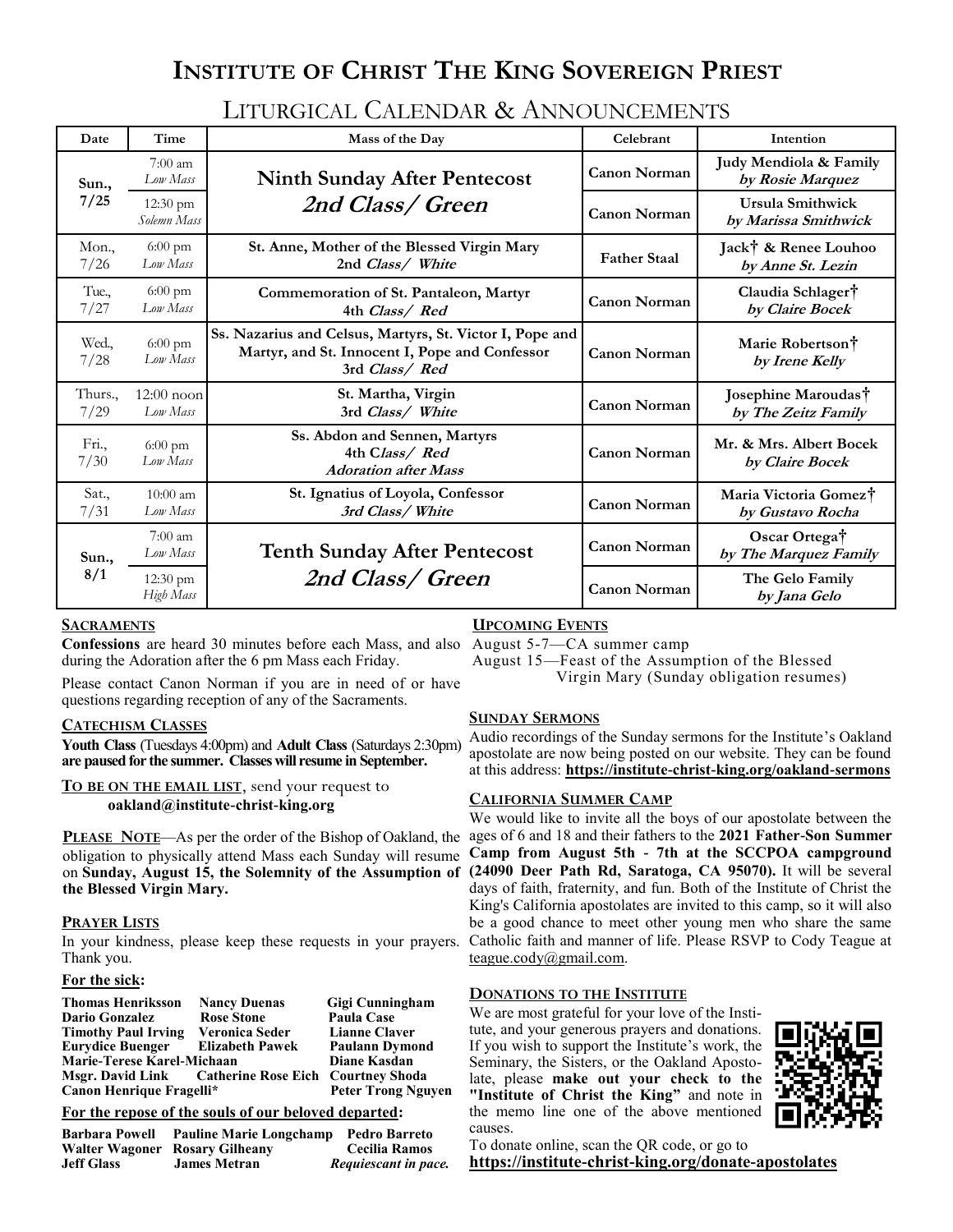# Institute of Christ The King Sovereign Priest

## Liturgical Calendar & Announcements

| Date | Time | Mass of the Day | Celebrant | Intention |
|---|---|---|---|---|
| **Sun., 7/25** | 7:00 am *Low Mass* | **Ninth Sunday After Pentecost** ***2nd Class/ Green*** | **Canon Norman** | **Judy Mendiola & Family** ***by Rosie Marquez*** |
| | 12:30 pm *Solemn Mass* | | **Canon Norman** | **Ursula Smithwick** ***by Marissa Smithwick*** |
| Mon., 7/26 | 6:00 pm *Low Mass* | **St. Anne, Mother of the Blessed Virgin Mary** **2nd *Class/ White*** | **Father Staal** | **Jack† & Renee Louhoo** ***by Anne St. Lezin*** |
| Tue., 7/27 | 6:00 pm *Low Mass* | **Commemoration of St. Pantaleon, Martyr** **4th *Class/ Red*** | **Canon Norman** | **Claudia Schlager†** ***by Claire Bocek*** |
| Wed., 7/28 | 6:00 pm *Low Mass* | **Ss. Nazarius and Celsus, Martyrs, St. Victor I, Pope and Martyr, and St. Innocent I, Pope and Confessor** **3rd *Class/ Red*** | **Canon Norman** | **Marie Robertson†** ***by Irene Kelly*** |
| Thurs., 7/29 | 12:00 noon *Low Mass* | **St. Martha, Virgin** **3rd *Class/ White*** | **Canon Norman** | **Josephine Maroudas†** ***by The Zeitz Family*** |
| Fri., 7/30 | 6:00 pm *Low Mass* | **Ss. Abdon and Sennen, Martyrs** **4th C*lass/ Red*** ***Adoration after Mass*** | **Canon Norman** | **Mr. & Mrs. Albert Bocek** ***by Claire Bocek*** |
| Sat., 7/31 | 10:00 am *Low Mass* | **St. Ignatius of Loyola, Confessor** ***3rd Class/ White*** | **Canon Norman** | **Maria Victoria Gomez†** ***by Gustavo Rocha*** |
| **Sun., 8/1** | 7:00 am *Low Mass* | **Tenth Sunday After Pentecost** ***2nd Class/ Green*** | **Canon Norman** | **Oscar Ortega†** ***by The Marquez Family*** |
| | 12:30 pm *High Mass* | | **Canon Norman** | **The Gelo Family** ***by Jana Gelo*** |

### Sacraments

**Confessions** are heard 30 minutes before each Mass, and also during the Adoration after the 6 pm Mass each Friday.

Please contact Canon Norman if you are in need of or have questions regarding reception of any of the Sacraments.

### Catechism Classes

**Youth Class** (Tuesdays 4:00pm) and **Adult Class** (Saturdays 2:30pm) **are paused for the summer. Classes will resume in September.**

**To be on the email list**, send your request to **oakland@institute-christ-king.org**

**Please Note**—As per the order of the Bishop of Oakland, the obligation to physically attend Mass each Sunday will resume on **Sunday, August 15, the Solemnity of the Assumption of the Blessed Virgin Mary.**

### Prayer Lists

In your kindness, please keep these requests in your prayers. Thank you.

**For the sick:**

**Thomas Henriksson, Nancy Duenas, Gigi Cunningham, Dario Gonzalez, Rose Stone, Paula Case, Timothy Paul Irving, Veronica Seder, Lianne Claver, Eurydice Buenger, Elizabeth Pawek, Paulann Dymond, Marie-Terese Karel-Michaan, Diane Kasdan, Msgr. David Link, Catherine Rose Eich, Courtney Shoda, Canon Henrique Fragelli\*, Peter Trong Nguyen**

**For the repose of the souls of our beloved departed:**

**Barbara Powell, Pauline Marie Longchamp, Pedro Barreto, Walter Wagoner, Rosary Gilheany, Cecilia Ramos, Jeff Glass, James Metran**

***Requiescant in pace.***

### Upcoming Events

August 5-7—CA summer camp

August 15—Feast of the Assumption of the Blessed Virgin Mary (Sunday obligation resumes)

### Sunday Sermons

Audio recordings of the Sunday sermons for the Institute's Oakland apostolate are now being posted on our website. They can be found at this address: **https://institute-christ-king.org/oakland-sermons**

### California Summer Camp

We would like to invite all the boys of our apostolate between the ages of 6 and 18 and their fathers to the **2021 Father-Son Summer Camp from August 5th - 7th at the SCCPOA campground (24090 Deer Path Rd, Saratoga, CA 95070).** It will be several days of faith, fraternity, and fun. Both of the Institute of Christ the King's California apostolates are invited to this camp, so it will also be a good chance to meet other young men who share the same Catholic faith and manner of life. Please RSVP to Cody Teague at teague.cody@gmail.com.

### Donations to the Institute

We are most grateful for your love of the Institute, and your generous prayers and donations. If you wish to support the Institute's work, the Seminary, the Sisters, or the Oakland Apostolate, please **make out your check to the "Institute of Christ the King"** and note in the memo line one of the above mentioned causes.

To donate online, scan the QR code, or go to **https://institute-christ-king.org/donate-apostolates**